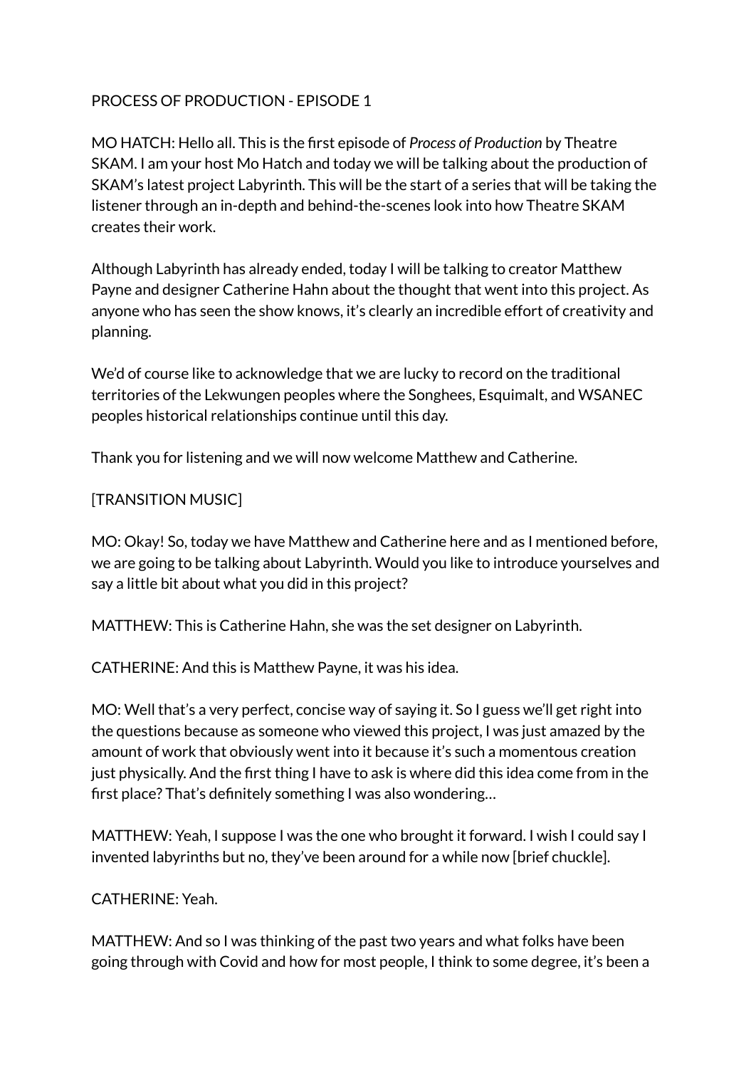# PROCESS OF PRODUCTION - EPISODE 1

MO HATCH: Hello all. This is the first episode of *Process of Production* by Theatre SKAM. I am your host Mo Hatch and today we will be talking about the production of SKAM's latest project Labyrinth. This will be the start of a series that will be taking the listener through an in-depth and behind-the-scenes look into how Theatre SKAM creates their work.

Although Labyrinth has already ended, today I will be talking to creator Matthew Payne and designer Catherine Hahn about the thought that went into this project. As anyone who has seen the show knows, it's clearly an incredible effort of creativity and planning.

We'd of course like to acknowledge that we are lucky to record on the traditional territories of the Lekwungen peoples where the Songhees, Esquimalt, and WSANEC peoples historical relationships continue until this day.

Thank you for listening and we will now welcome Matthew and Catherine.

[TRANSITION MUSIC]

MO: Okay! So, today we have Matthew and Catherine here and as I mentioned before, we are going to be talking about Labyrinth. Would you like to introduce yourselves and say a little bit about what you did in this project?

MATTHEW: This is Catherine Hahn, she was the set designer on Labyrinth.

CATHERINE: And this is Matthew Payne, it was his idea.

MO: Well that's a very perfect, concise way of saying it. So I guess we'll get right into the questions because as someone who viewed this project, I was just amazed by the amount of work that obviously went into it because it's such a momentous creation just physically. And the first thing I have to ask is where did this idea come from in the first place? That's definitely something I was also wondering…

MATTHEW: Yeah, I suppose I was the one who brought it forward. I wish I could say I invented labyrinths but no, they've been around for a while now [brief chuckle].

CATHERINE: Yeah.

MATTHEW: And so I was thinking of the past two years and what folks have been going through with Covid and how for most people, I think to some degree, it's been a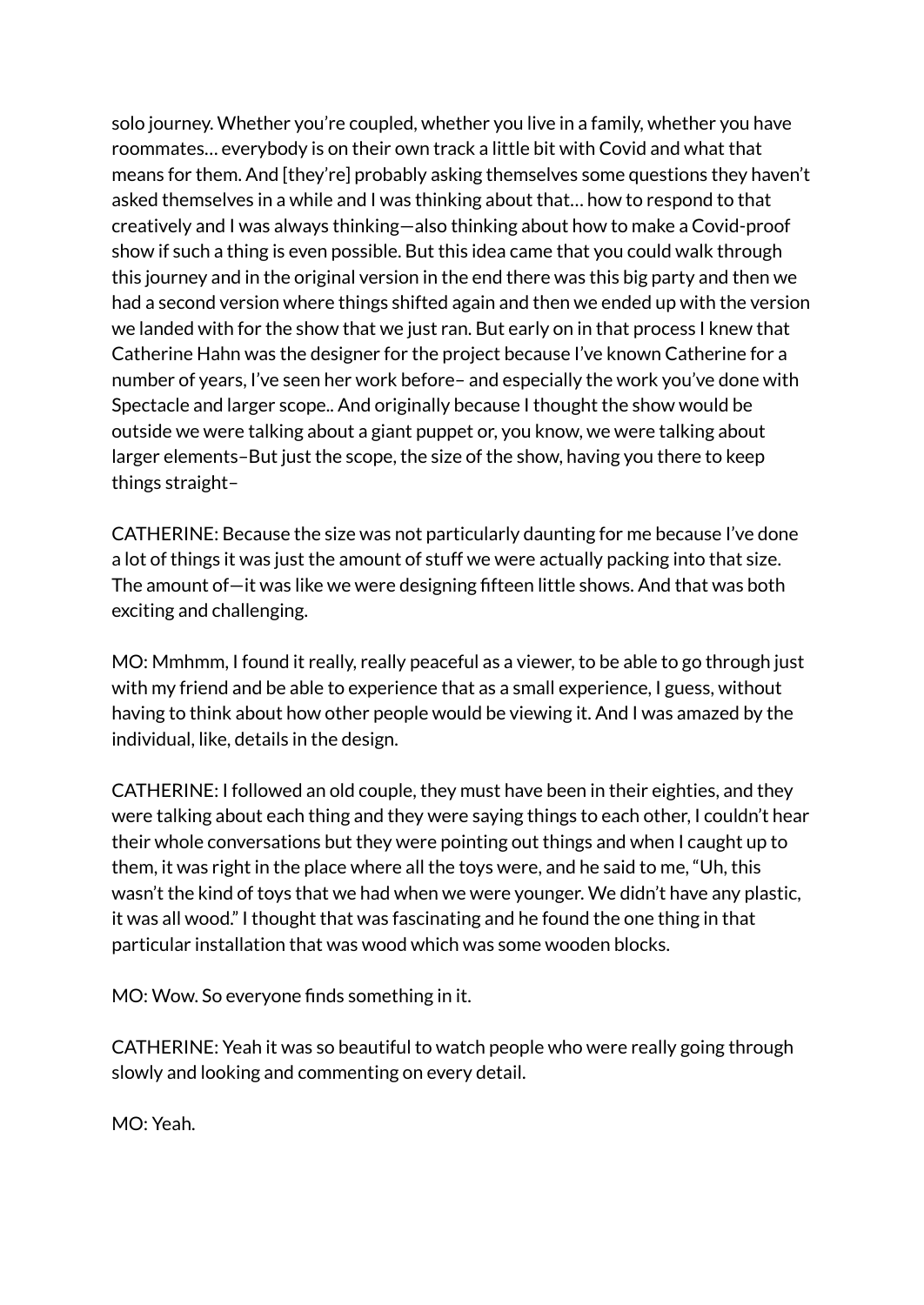solo journey. Whether you're coupled, whether you live in a family, whether you have roommates… everybody is on their own track a little bit with Covid and what that means for them. And [they're] probably asking themselves some questions they haven't asked themselves in a while and I was thinking about that… how to respond to that creatively and I was always thinking—also thinking about how to make a Covid-proof show if such a thing is even possible. But this idea came that you could walk through this journey and in the original version in the end there was this big party and then we had a second version where things shifted again and then we ended up with the version we landed with for the show that we just ran. But early on in that process I knew that Catherine Hahn was the designer for the project because I've known Catherine for a number of years, I've seen her work before– and especially the work you've done with Spectacle and larger scope.. And originally because I thought the show would be outside we were talking about a giant puppet or, you know, we were talking about larger elements–But just the scope, the size of the show, having you there to keep things straight–

CATHERINE: Because the size was not particularly daunting for me because I've done a lot of things it was just the amount of stuff we were actually packing into that size. The amount of—it was like we were designing fifteen little shows. And that was both exciting and challenging.

MO: Mmhmm, I found it really, really peaceful as a viewer, to be able to go through just with my friend and be able to experience that as a small experience, I guess, without having to think about how other people would be viewing it. And I was amazed by the individual, like, details in the design.

CATHERINE: I followed an old couple, they must have been in their eighties, and they were talking about each thing and they were saying things to each other, I couldn't hear their whole conversations but they were pointing out things and when I caught up to them, it was right in the place where all the toys were, and he said to me, "Uh, this wasn't the kind of toys that we had when we were younger. We didn't have any plastic, it was all wood." I thought that was fascinating and he found the one thing in that particular installation that was wood which was some wooden blocks.

MO: Wow. So everyone finds something in it.

CATHERINE: Yeah it was so beautiful to watch people who were really going through slowly and looking and commenting on every detail.

MO: Yeah.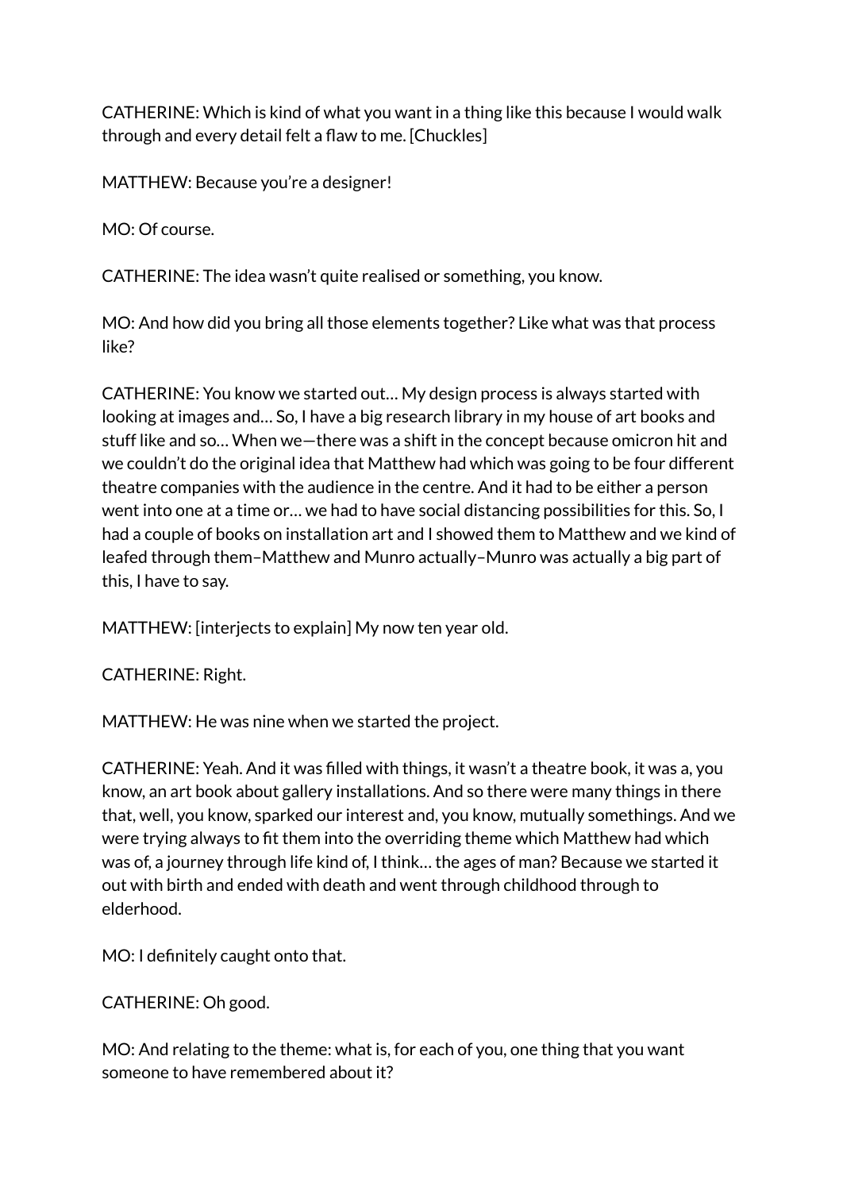CATHERINE: Which is kind of what you want in a thing like this because I would walk through and every detail felt a flaw to me. [Chuckles]

MATTHEW: Because you're a designer!

MO: Of course.

CATHERINE: The idea wasn't quite realised or something, you know.

MO: And how did you bring all those elements together? Like what was that process like?

CATHERINE: You know we started out… My design process is always started with looking at images and… So, I have a big research library in my house of art books and stuff like and so… When we—there was a shift in the concept because omicron hit and we couldn't do the original idea that Matthew had which was going to be four different theatre companies with the audience in the centre. And it had to be either a person went into one at a time or… we had to have social distancing possibilities for this. So, I had a couple of books on installation art and I showed them to Matthew and we kind of leafed through them–Matthew and Munro actually–Munro was actually a big part of this, I have to say.

MATTHEW: [interjects to explain] My now ten year old.

CATHERINE: Right.

MATTHEW: He was nine when we started the project.

CATHERINE: Yeah. And it was filled with things, it wasn't a theatre book, it was a, you know, an art book about gallery installations. And so there were many things in there that, well, you know, sparked our interest and, you know, mutually somethings. And we were trying always to fit them into the overriding theme which Matthew had which was of, a journey through life kind of, I think… the ages of man? Because we started it out with birth and ended with death and went through childhood through to elderhood.

MO: I definitely caught onto that.

CATHERINE: Oh good.

MO: And relating to the theme: what is, for each of you, one thing that you want someone to have remembered about it?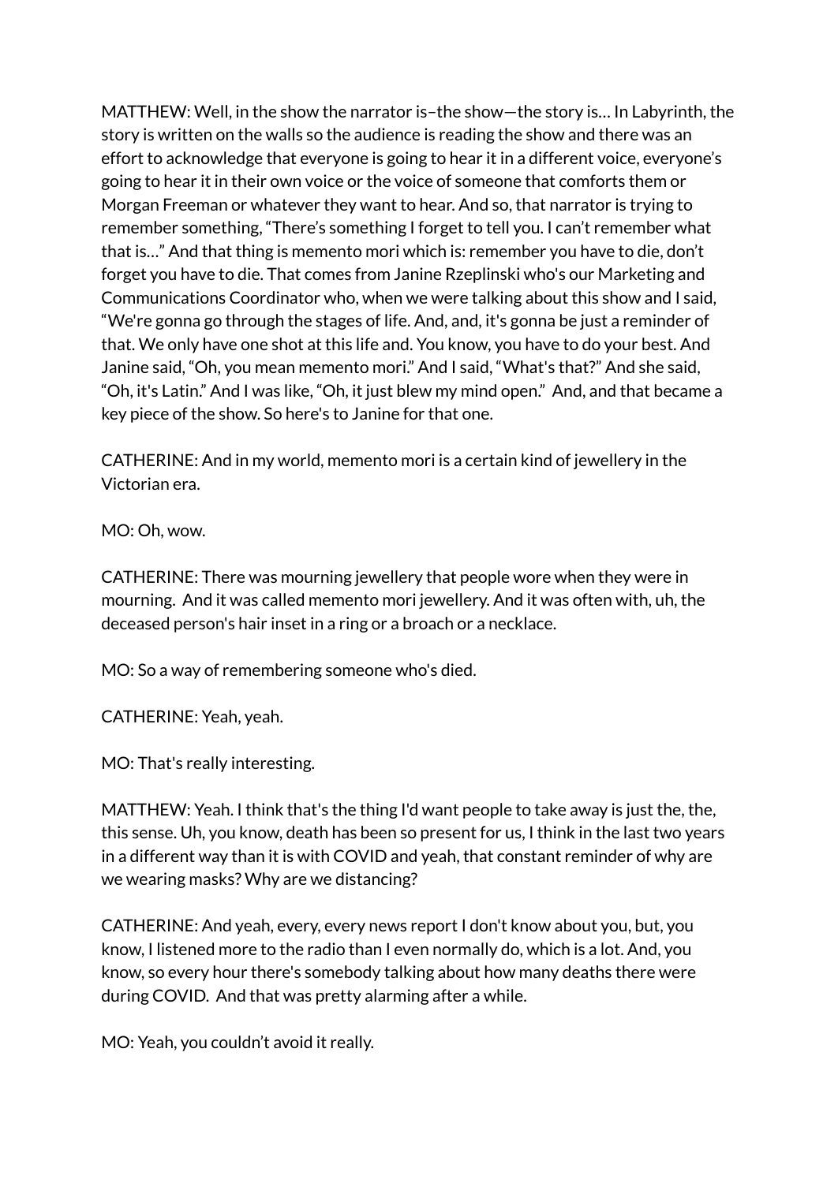MATTHEW: Well, in the show the narrator is–the show—the story is… In Labyrinth, the story is written on the walls so the audience is reading the show and there was an effort to acknowledge that everyone is going to hear it in a different voice, everyone's going to hear it in their own voice or the voice of someone that comforts them or Morgan Freeman or whatever they want to hear. And so, that narrator is trying to remember something, "There's something I forget to tell you. I can't remember what that is…" And that thing is memento mori which is: remember you have to die, don't forget you have to die. That comes from Janine Rzeplinski who's our Marketing and Communications Coordinator who, when we were talking about this show and I said, "We're gonna go through the stages of life. And, and, it's gonna be just a reminder of that. We only have one shot at this life and. You know, you have to do your best. And Janine said, "Oh, you mean memento mori." And I said, "What's that?" And she said, "Oh, it's Latin." And I was like, "Oh, it just blew my mind open." And, and that became a key piece of the show. So here's to Janine for that one.

CATHERINE: And in my world, memento mori is a certain kind of jewellery in the Victorian era.

MO: Oh, wow.

CATHERINE: There was mourning jewellery that people wore when they were in mourning. And it was called memento mori jewellery. And it was often with, uh, the deceased person's hair inset in a ring or a broach or a necklace.

MO: So a way of remembering someone who's died.

CATHERINE: Yeah, yeah.

MO: That's really interesting.

MATTHEW: Yeah. I think that's the thing I'd want people to take away is just the, the, this sense. Uh, you know, death has been so present for us, I think in the last two years in a different way than it is with COVID and yeah, that constant reminder of why are we wearing masks? Why are we distancing?

CATHERINE: And yeah, every, every news report I don't know about you, but, you know, I listened more to the radio than I even normally do, which is a lot. And, you know, so every hour there's somebody talking about how many deaths there were during COVID. And that was pretty alarming after a while.

MO: Yeah, you couldn't avoid it really.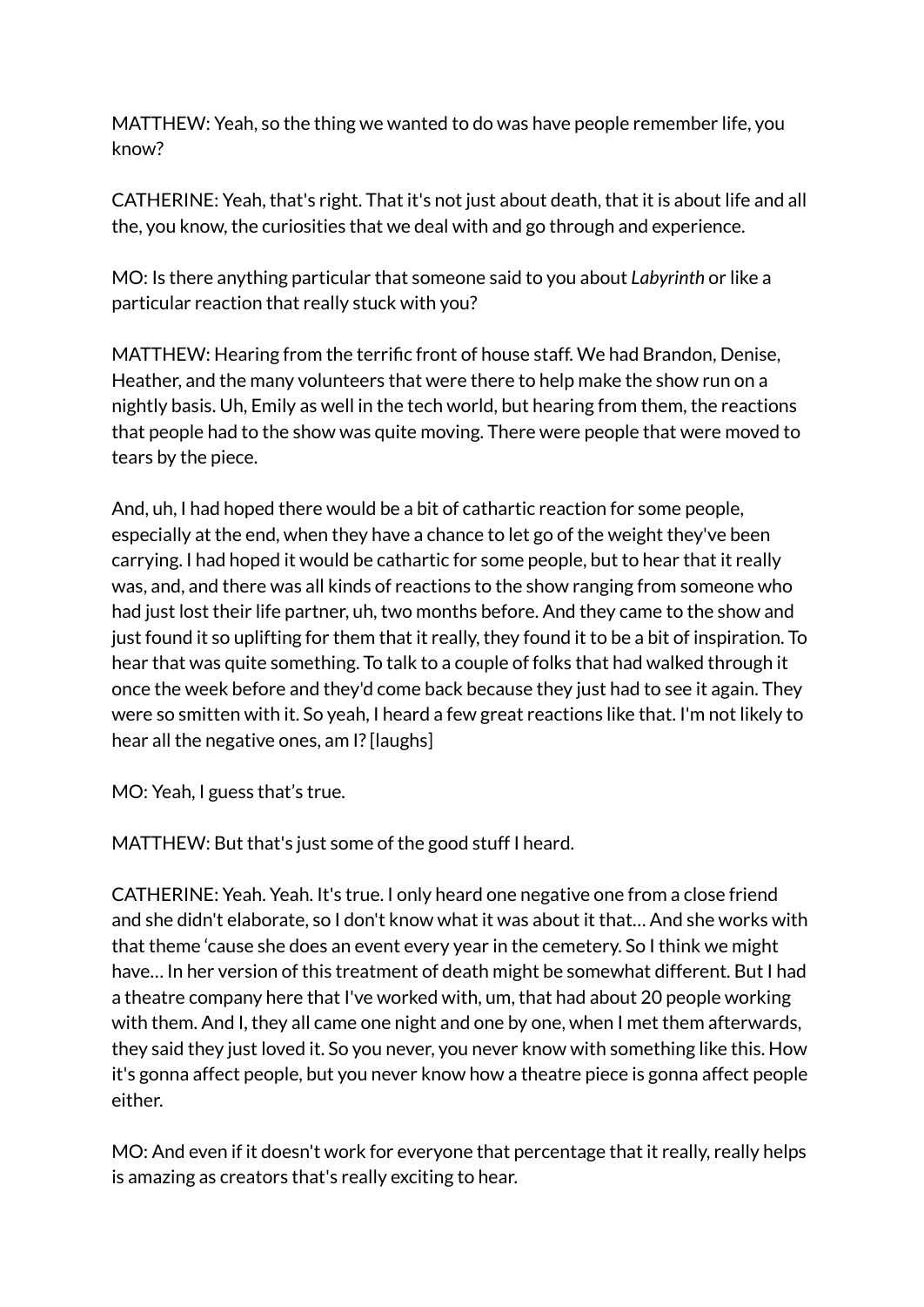MATTHEW: Yeah, so the thing we wanted to do was have people remember life, you know?

CATHERINE: Yeah, that's right. That it's not just about death, that it is about life and all the, you know, the curiosities that we deal with and go through and experience.

MO: Is there anything particular that someone said to you about *Labyrinth* or like a particular reaction that really stuck with you?

MATTHEW: Hearing from the terrific front of house staff. We had Brandon, Denise, Heather, and the many volunteers that were there to help make the show run on a nightly basis. Uh, Emily as well in the tech world, but hearing from them, the reactions that people had to the show was quite moving. There were people that were moved to tears by the piece.

And, uh, I had hoped there would be a bit of cathartic reaction for some people, especially at the end, when they have a chance to let go of the weight they've been carrying. I had hoped it would be cathartic for some people, but to hear that it really was, and, and there was all kinds of reactions to the show ranging from someone who had just lost their life partner, uh, two months before. And they came to the show and just found it so uplifting for them that it really, they found it to be a bit of inspiration. To hear that was quite something. To talk to a couple of folks that had walked through it once the week before and they'd come back because they just had to see it again. They were so smitten with it. So yeah, I heard a few great reactions like that. I'm not likely to hear all the negative ones, am I? [laughs]

MO: Yeah, I guess that's true.

MATTHEW: But that's just some of the good stuff I heard.

CATHERINE: Yeah. Yeah. It's true. I only heard one negative one from a close friend and she didn't elaborate, so I don't know what it was about it that… And she works with that theme 'cause she does an event every year in the cemetery. So I think we might have… In her version of this treatment of death might be somewhat different. But I had a theatre company here that I've worked with, um, that had about 20 people working with them. And I, they all came one night and one by one, when I met them afterwards, they said they just loved it. So you never, you never know with something like this. How it's gonna affect people, but you never know how a theatre piece is gonna affect people either.

MO: And even if it doesn't work for everyone that percentage that it really, really helps is amazing as creators that's really exciting to hear.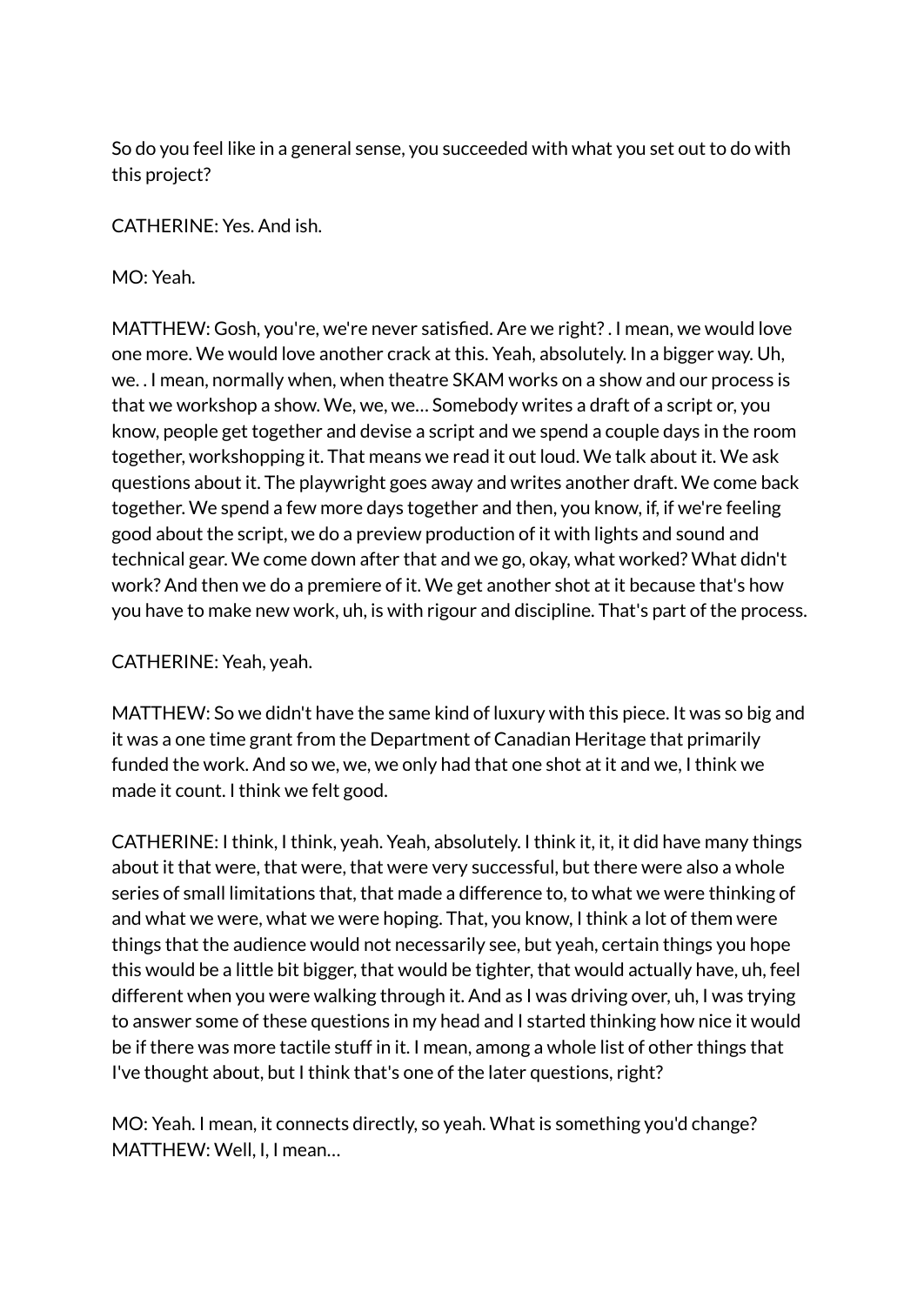So do you feel like in a general sense, you succeeded with what you set out to do with this project?

CATHERINE: Yes. And ish.

MO: Yeah.

MATTHEW: Gosh, you're, we're never satisfied. Are we right? . I mean, we would love one more. We would love another crack at this. Yeah, absolutely. In a bigger way. Uh, we. . I mean, normally when, when theatre SKAM works on a show and our process is that we workshop a show. We, we, we… Somebody writes a draft of a script or, you know, people get together and devise a script and we spend a couple days in the room together, workshopping it. That means we read it out loud. We talk about it. We ask questions about it. The playwright goes away and writes another draft. We come back together. We spend a few more days together and then, you know, if, if we're feeling good about the script, we do a preview production of it with lights and sound and technical gear. We come down after that and we go, okay, what worked? What didn't work? And then we do a premiere of it. We get another shot at it because that's how you have to make new work, uh, is with rigour and discipline. That's part of the process.

CATHERINE: Yeah, yeah.

MATTHEW: So we didn't have the same kind of luxury with this piece. It was so big and it was a one time grant from the Department of Canadian Heritage that primarily funded the work. And so we, we, we only had that one shot at it and we, I think we made it count. I think we felt good.

CATHERINE: I think, I think, yeah. Yeah, absolutely. I think it, it, it did have many things about it that were, that were, that were very successful, but there were also a whole series of small limitations that, that made a difference to, to what we were thinking of and what we were, what we were hoping. That, you know, I think a lot of them were things that the audience would not necessarily see, but yeah, certain things you hope this would be a little bit bigger, that would be tighter, that would actually have, uh, feel different when you were walking through it. And as I was driving over, uh, I was trying to answer some of these questions in my head and I started thinking how nice it would be if there was more tactile stuff in it. I mean, among a whole list of other things that I've thought about, but I think that's one of the later questions, right?

MO: Yeah. I mean, it connects directly, so yeah. What is something you'd change?
MATTHEW: Well, I, I mean…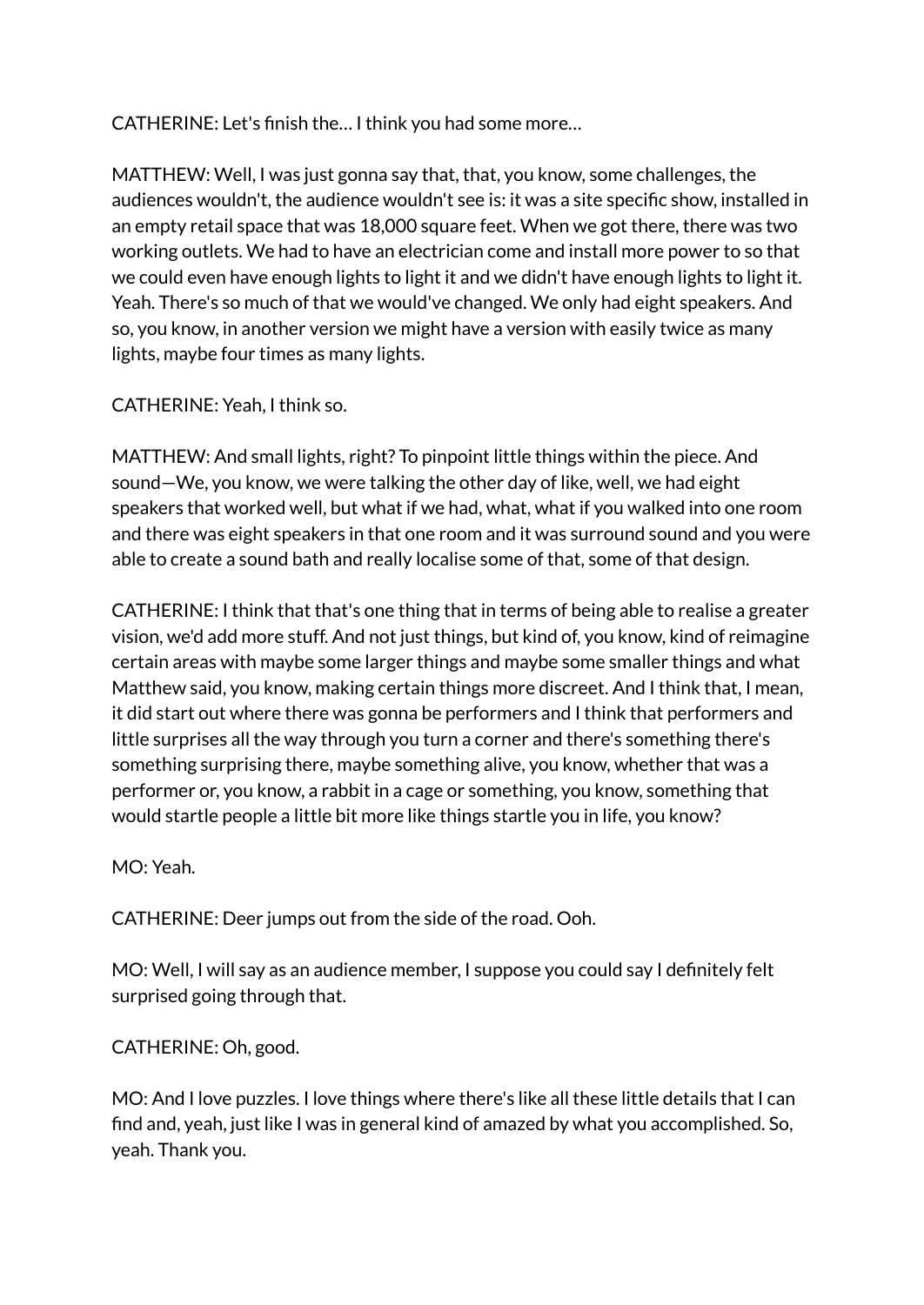CATHERINE: Let's finish the… I think you had some more…

MATTHEW: Well, I was just gonna say that, that, you know, some challenges, the audiences wouldn't, the audience wouldn't see is: it was a site specific show, installed in an empty retail space that was 18,000 square feet. When we got there, there was two working outlets. We had to have an electrician come and install more power to so that we could even have enough lights to light it and we didn't have enough lights to light it. Yeah. There's so much of that we would've changed. We only had eight speakers. And so, you know, in another version we might have a version with easily twice as many lights, maybe four times as many lights.

CATHERINE: Yeah, I think so.

MATTHEW: And small lights, right? To pinpoint little things within the piece. And sound—We, you know, we were talking the other day of like, well, we had eight speakers that worked well, but what if we had, what, what if you walked into one room and there was eight speakers in that one room and it was surround sound and you were able to create a sound bath and really localise some of that, some of that design.

CATHERINE: I think that that's one thing that in terms of being able to realise a greater vision, we'd add more stuff. And not just things, but kind of, you know, kind of reimagine certain areas with maybe some larger things and maybe some smaller things and what Matthew said, you know, making certain things more discreet. And I think that, I mean, it did start out where there was gonna be performers and I think that performers and little surprises all the way through you turn a corner and there's something there's something surprising there, maybe something alive, you know, whether that was a performer or, you know, a rabbit in a cage or something, you know, something that would startle people a little bit more like things startle you in life, you know?

MO: Yeah.

CATHERINE: Deer jumps out from the side of the road. Ooh.

MO: Well, I will say as an audience member, I suppose you could say I definitely felt surprised going through that.

CATHERINE: Oh, good.

MO: And I love puzzles. I love things where there's like all these little details that I can find and, yeah, just like I was in general kind of amazed by what you accomplished. So, yeah. Thank you.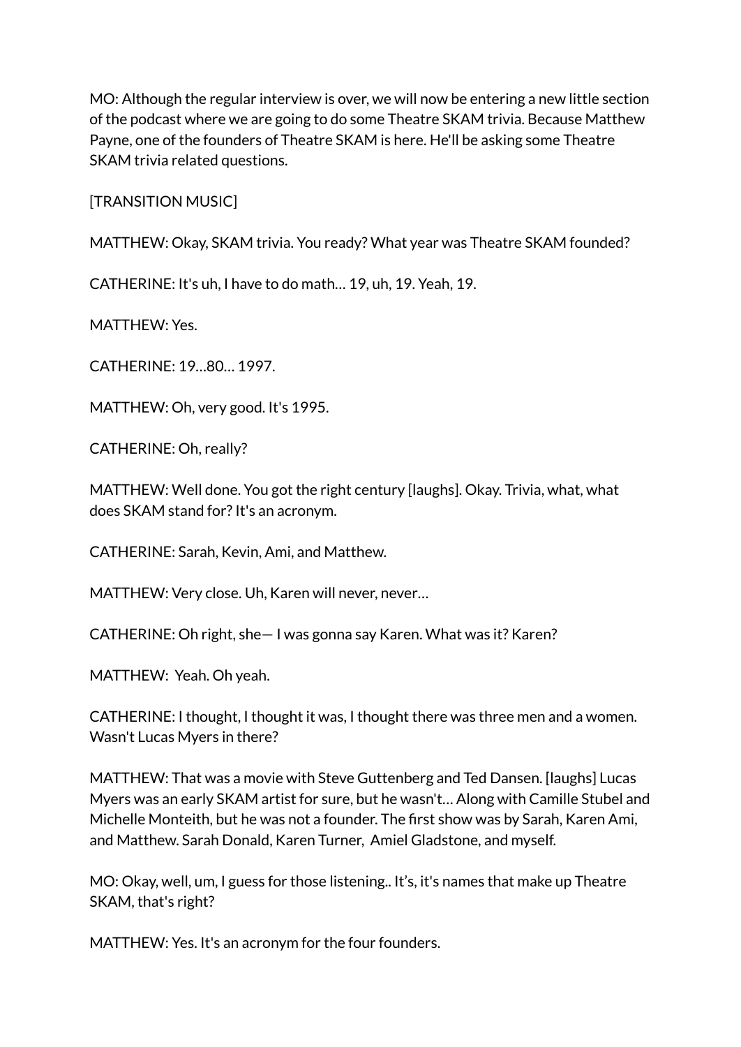MO: Although the regular interview is over, we will now be entering a new little section of the podcast where we are going to do some Theatre SKAM trivia. Because Matthew Payne, one of the founders of Theatre SKAM is here. He'll be asking some Theatre SKAM trivia related questions.

[TRANSITION MUSIC]

MATTHEW: Okay, SKAM trivia. You ready? What year was Theatre SKAM founded?

CATHERINE: It's uh, I have to do math… 19, uh, 19. Yeah, 19.

MATTHEW: Yes.

CATHERINE: 19…80… 1997.

MATTHEW: Oh, very good. It's 1995.

CATHERINE: Oh, really?

MATTHEW: Well done. You got the right century [laughs]. Okay. Trivia, what, what does SKAM stand for? It's an acronym.

CATHERINE: Sarah, Kevin, Ami, and Matthew.

MATTHEW: Very close. Uh, Karen will never, never…

CATHERINE: Oh right, she— I was gonna say Karen. What was it? Karen?

MATTHEW: Yeah. Oh yeah.

CATHERINE: I thought, I thought it was, I thought there was three men and a women. Wasn't Lucas Myers in there?

MATTHEW: That was a movie with Steve Guttenberg and Ted Dansen. [laughs] Lucas Myers was an early SKAM artist for sure, but he wasn't… Along with Camille Stubel and Michelle Monteith, but he was not a founder. The first show was by Sarah, Karen Ami, and Matthew. Sarah Donald, Karen Turner, Amiel Gladstone, and myself.

MO: Okay, well, um, I guess for those listening.. It's, it's names that make up Theatre SKAM, that's right?

MATTHEW: Yes. It's an acronym for the four founders.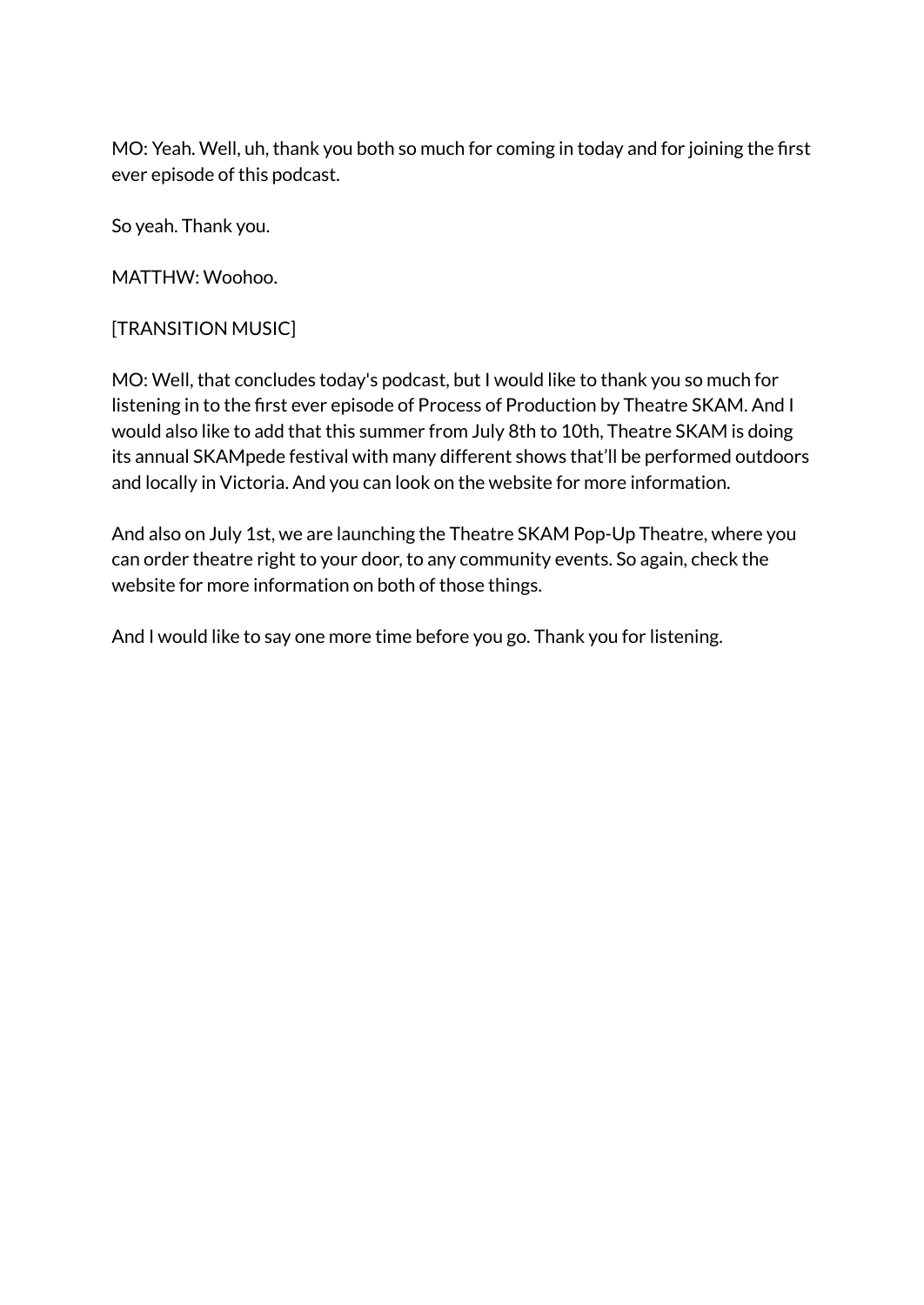MO: Yeah. Well, uh, thank you both so much for coming in today and for joining the first ever episode of this podcast.

So yeah. Thank you.

MATTHW: Woohoo.

[TRANSITION MUSIC]

MO: Well, that concludes today's podcast, but I would like to thank you so much for listening in to the first ever episode of Process of Production by Theatre SKAM. And I would also like to add that this summer from July 8th to 10th, Theatre SKAM is doing its annual SKAMpede festival with many different shows that'll be performed outdoors and locally in Victoria. And you can look on the website for more information.

And also on July 1st, we are launching the Theatre SKAM Pop-Up Theatre, where you can order theatre right to your door, to any community events. So again, check the website for more information on both of those things.

And I would like to say one more time before you go. Thank you for listening.